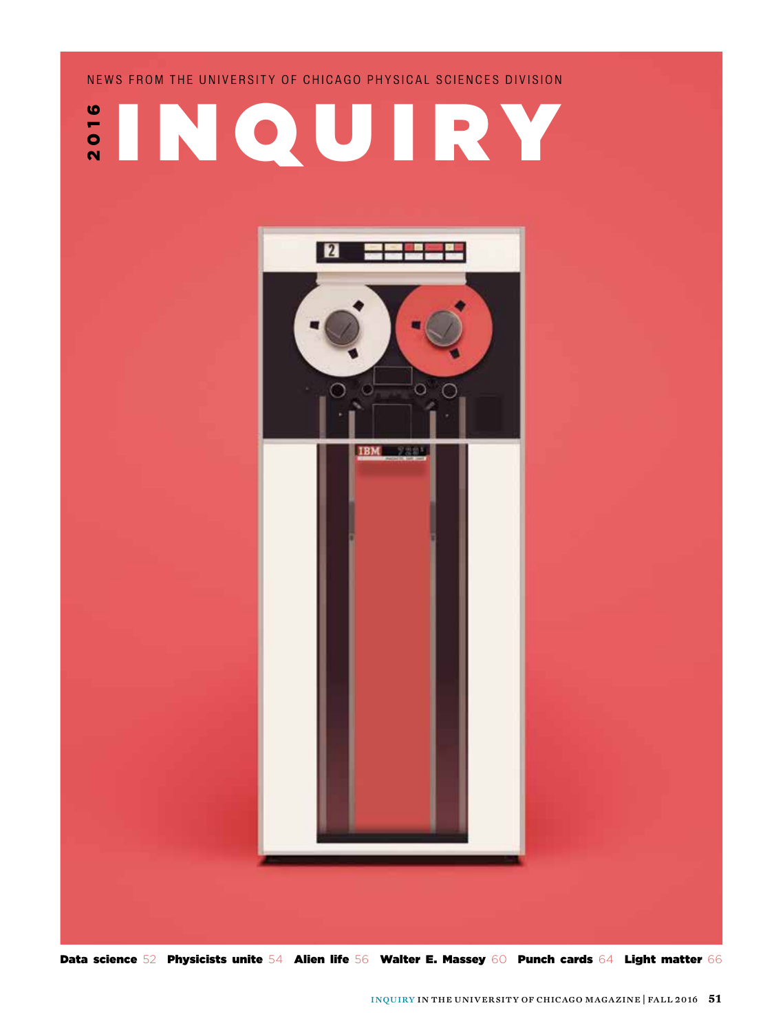NEWS FROM THE UNIVERSITY OF CHICAGO PHYSICAL SCIENCES DIVISION

2016

# INQUIRY

**Data science** 52 **Physicists unite** 54 **Alien life** 56 **Walter E. Massey** 60 **Punch cards** 64 **Light matter** 66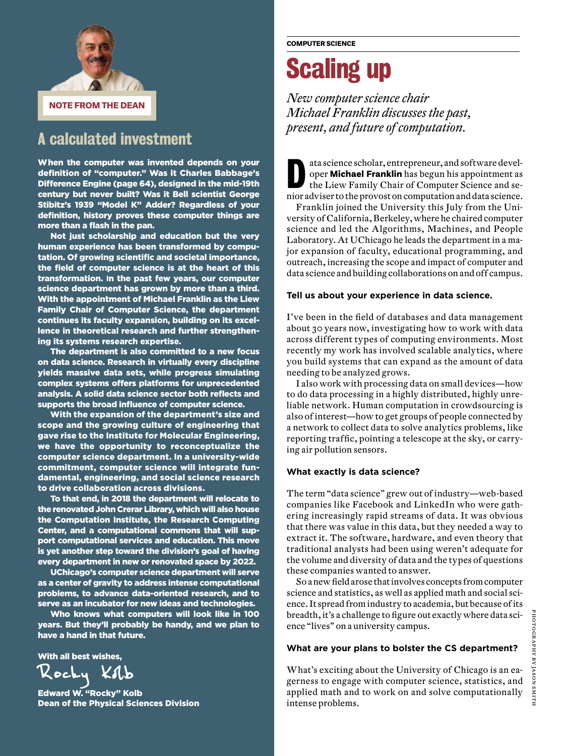NOTE FROM THE DEAN

## A calculated investment

**When the computer was invented depends on your definition of "computer." Was it Charles Babbage's Difference Engine (page 64), designed in the mid-19th century but never built? Was it Bell scientist George Stibitz's 1939 "Model K" Adder? Regardless of your definition, history proves these computer things are more than a flash in the pan.**

**Not just scholarship and education but the very human experience has been transformed by computation. Of growing scientific and societal importance, the field of computer science is at the heart of this transformation. In the past few years, our computer science department has grown by more than a third. With the appointment of Michael Franklin as the Liew Family Chair of Computer Science, the department continues its faculty expansion, building on its excellence in theoretical research and further strengthening its systems research expertise.**

**The department is also committed to a new focus on data science. Research in virtually every discipline yields massive data sets, while progress simulating complex systems offers platforms for unprecedented analysis. A solid data science sector both reflects and supports the broad influence of computer science.**

**With the expansion of the department's size and scope and the growing culture of engineering that gave rise to the Institute for Molecular Engineering, we have the opportunity to reconceptualize the computer science department. In a university-wide commitment, computer science will integrate fundamental, engineering, and social science research to drive collaboration across divisions.**

**To that end, in 2018 the department will relocate to the renovated John Crerar Library, which will also house the Computation Institute, the Research Computing Center, and a computational commons that will support computational services and education. This move is yet another step toward the division's goal of having every department in new or renovated space by 2022.**

**UChicago's computer science department will serve as a center of gravity to address intense computational problems, to advance data-oriented research, and to serve as an incubator for new ideas and technologies.**

**Who knows what computers will look like in 100 years. But they'll probably be handy, and we plan to have a hand in that future.**

**With all best wishes,**

Rocky Kolb

**Edward W. "Rocky" Kolb**
**Dean of the Physical Sciences Division**

COMPUTER SCIENCE

# Scaling up

*New computer science chair Michael Franklin discusses the past, present, and future of computation.*

Data science scholar, entrepreneur, and software developer **Michael Franklin** has begun his appointment as the Liew Family Chair of Computer Science and senior adviser to the provost on computation and data science.

Franklin joined the University this July from the University of California, Berkeley, where he chaired computer science and led the Algorithms, Machines, and People Laboratory. At UChicago he leads the department in a major expansion of faculty, educational programming, and outreach, increasing the scope and impact of computer and data science and building collaborations on and off campus.

**Tell us about your experience in data science.**

I've been in the field of databases and data management about 30 years now, investigating how to work with data across different types of computing environments. Most recently my work has involved scalable analytics, where you build systems that can expand as the amount of data needing to be analyzed grows.

I also work with processing data on small devices—how to do data processing in a highly distributed, highly unreliable network. Human computation in crowdsourcing is also of interest—how to get groups of people connected by a network to collect data to solve analytics problems, like reporting traffic, pointing a telescope at the sky, or carrying air pollution sensors.

**What exactly is data science?**

The term "data science" grew out of industry—web-based companies like Facebook and LinkedIn who were gathering increasingly rapid streams of data. It was obvious that there was value in this data, but they needed a way to extract it. The software, hardware, and even theory that traditional analysts had been using weren't adequate for the volume and diversity of data and the types of questions these companies wanted to answer.

So a new field arose that involves concepts from computer science and statistics, as well as applied math and social science. It spread from industry to academia, but because of its breadth, it's a challenge to figure out exactly where data science "lives" on a university campus.

**What are your plans to bolster the CS department?**

What's exciting about the University of Chicago is an eagerness to engage with computer science, statistics, and applied math and to work on and solve computationally intense problems.

PHOTOGRAPHY BY JASON SMITH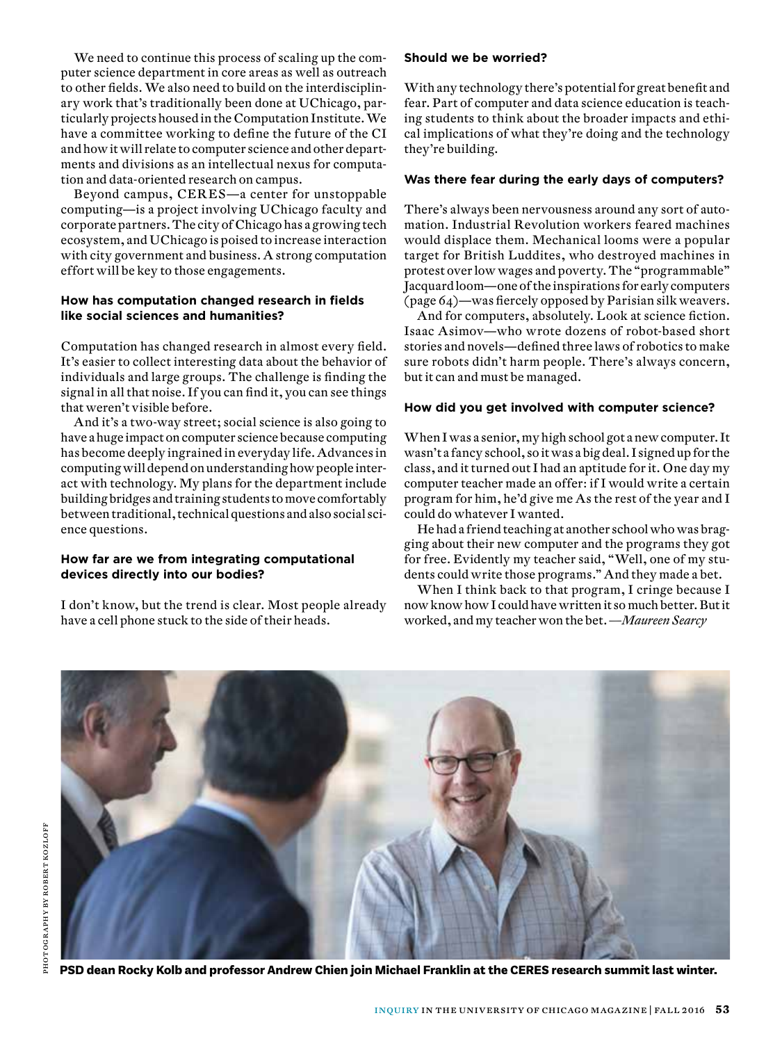We need to continue this process of scaling up the computer science department in core areas as well as outreach to other fields. We also need to build on the interdisciplinary work that's traditionally been done at UChicago, particularly projects housed in the Computation Institute. We have a committee working to define the future of the CI and how it will relate to computer science and other departments and divisions as an intellectual nexus for computation and data-oriented research on campus.

Beyond campus, CERES—a center for unstoppable computing—is a project involving UChicago faculty and corporate partners. The city of Chicago has a growing tech ecosystem, and UChicago is poised to increase interaction with city government and business. A strong computation effort will be key to those engagements.

**How has computation changed research in fields like social sciences and humanities?**

Computation has changed research in almost every field. It's easier to collect interesting data about the behavior of individuals and large groups. The challenge is finding the signal in all that noise. If you can find it, you can see things that weren't visible before.

And it's a two-way street; social science is also going to have a huge impact on computer science because computing has become deeply ingrained in everyday life. Advances in computing will depend on understanding how people interact with technology. My plans for the department include building bridges and training students to move comfortably between traditional, technical questions and also social science questions.

**How far are we from integrating computational devices directly into our bodies?**

I don't know, but the trend is clear. Most people already have a cell phone stuck to the side of their heads.

**Should we be worried?**

With any technology there's potential for great benefit and fear. Part of computer and data science education is teaching students to think about the broader impacts and ethical implications of what they're doing and the technology they're building.

**Was there fear during the early days of computers?**

There's always been nervousness around any sort of automation. Industrial Revolution workers feared machines would displace them. Mechanical looms were a popular target for British Luddites, who destroyed machines in protest over low wages and poverty. The "programmable" Jacquard loom—one of the inspirations for early computers (page 64)—was fiercely opposed by Parisian silk weavers.

And for computers, absolutely. Look at science fiction. Isaac Asimov—who wrote dozens of robot-based short stories and novels—defined three laws of robotics to make sure robots didn't harm people. There's always concern, but it can and must be managed.

**How did you get involved with computer science?**

When I was a senior, my high school got a new computer. It wasn't a fancy school, so it was a big deal. I signed up for the class, and it turned out I had an aptitude for it. One day my computer teacher made an offer: if I would write a certain program for him, he'd give me As the rest of the year and I could do whatever I wanted.

He had a friend teaching at another school who was bragging about their new computer and the programs they got for free. Evidently my teacher said, "Well, one of my students could write those programs." And they made a bet.

When I think back to that program, I cringe because I now know how I could have written it so much better. But it worked, and my teacher won the bet. *—Maureen Searcy*

PHOTOGRAPHY BY ROBERT KOZLOFF

**PSD dean Rocky Kolb and professor Andrew Chien join Michael Franklin at the CERES research summit last winter.**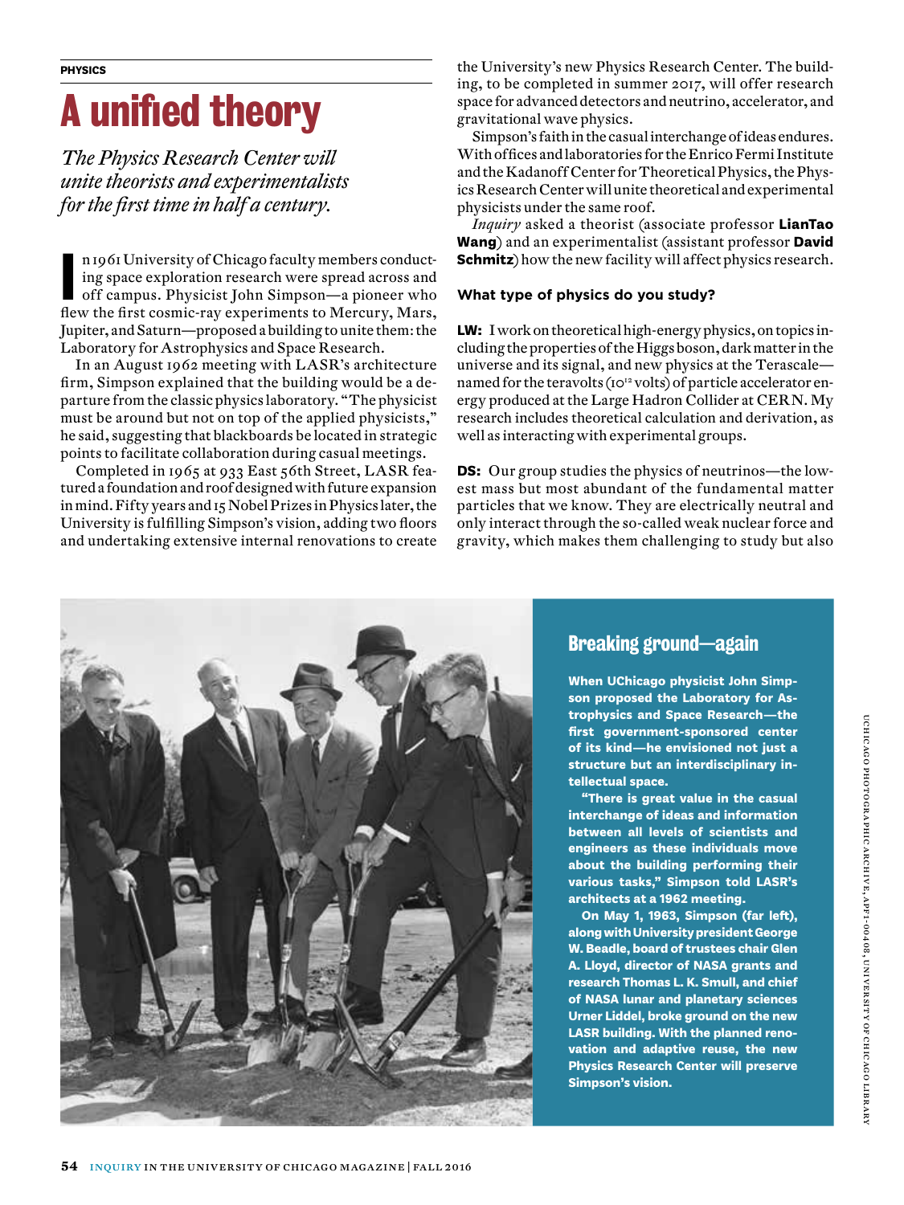PHYSICS

# A unified theory

*The Physics Research Center will unite theorists and experimentalists for the first time in half a century.*

In 1961 University of Chicago faculty members conducting space exploration research were spread across and off campus. Physicist John Simpson—a pioneer who flew the first cosmic-ray experiments to Mercury, Mars, Jupiter, and Saturn—proposed a building to unite them: the Laboratory for Astrophysics and Space Research.

In an August 1962 meeting with LASR's architecture firm, Simpson explained that the building would be a departure from the classic physics laboratory. "The physicist must be around but not on top of the applied physicists," he said, suggesting that blackboards be located in strategic points to facilitate collaboration during casual meetings.

Completed in 1965 at 933 East 56th Street, LASR featured a foundation and roof designed with future expansion in mind. Fifty years and 15 Nobel Prizes in Physics later, the University is fulfilling Simpson's vision, adding two floors and undertaking extensive internal renovations to create the University's new Physics Research Center. The building, to be completed in summer 2017, will offer research space for advanced detectors and neutrino, accelerator, and gravitational wave physics.

Simpson's faith in the casual interchange of ideas endures. With offices and laboratories for the Enrico Fermi Institute and the Kadanoff Center for Theoretical Physics, the Physics Research Center will unite theoretical and experimental physicists under the same roof.

*Inquiry* asked a theorist (associate professor **LianTao Wang**) and an experimentalist (assistant professor **David Schmitz**) how the new facility will affect physics research.

### What type of physics do you study?

**LW:** I work on theoretical high-energy physics, on topics including the properties of the Higgs boson, dark matter in the universe and its signal, and new physics at the Terascale—named for the teravolts ($10^{12}$ volts) of particle accelerator energy produced at the Large Hadron Collider at CERN. My research includes theoretical calculation and derivation, as well as interacting with experimental groups.

**DS:** Our group studies the physics of neutrinos—the lowest mass but most abundant of the fundamental matter particles that we know. They are electrically neutral and only interact through the so-called weak nuclear force and gravity, which makes them challenging to study but also

## Breaking ground—again

**When UChicago physicist John Simpson proposed the Laboratory for Astrophysics and Space Research—the first government-sponsored center of its kind—he envisioned not just a structure but an interdisciplinary intellectual space.**

**"There is great value in the casual interchange of ideas and information between all levels of scientists and engineers as these individuals move about the building performing their various tasks," Simpson told LASR's architects at a 1962 meeting.**

**On May 1, 1963, Simpson (far left), along with University president George W. Beadle, board of trustees chair Glen A. Lloyd, director of NASA grants and research Thomas L. K. Smull, and chief of NASA lunar and planetary sciences Urner Liddel, broke ground on the new LASR building. With the planned renovation and adaptive reuse, the new Physics Research Center will preserve Simpson's vision.**

UCHICAGO PHOTOGRAPHIC ARCHIVE, APF1-00408, UNIVERSITY OF CHICAGO LIBRARY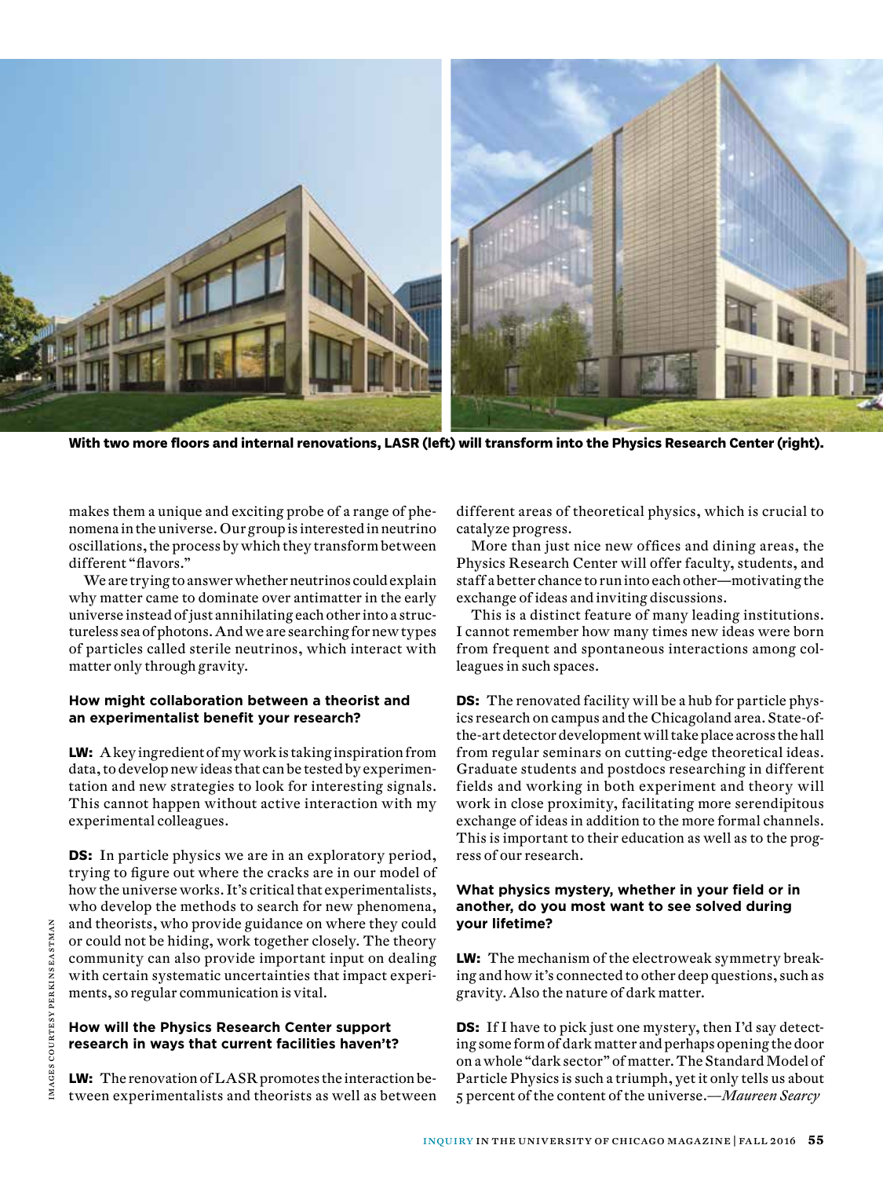With two more floors and internal renovations, LASR (left) will transform into the Physics Research Center (right).

makes them a unique and exciting probe of a range of phenomena in the universe. Our group is interested in neutrino oscillations, the process by which they transform between different "flavors."

We are trying to answer whether neutrinos could explain why matter came to dominate over antimatter in the early universe instead of just annihilating each other into a structureless sea of photons. And we are searching for new types of particles called sterile neutrinos, which interact with matter only through gravity.

**How might collaboration between a theorist and an experimentalist benefit your research?**

**LW:** A key ingredient of my work is taking inspiration from data, to develop new ideas that can be tested by experimentation and new strategies to look for interesting signals. This cannot happen without active interaction with my experimental colleagues.

**DS:** In particle physics we are in an exploratory period, trying to figure out where the cracks are in our model of how the universe works. It's critical that experimentalists, who develop the methods to search for new phenomena, and theorists, who provide guidance on where they could or could not be hiding, work together closely. The theory community can also provide important input on dealing with certain systematic uncertainties that impact experiments, so regular communication is vital.

**How will the Physics Research Center support research in ways that current facilities haven't?**

**LW:** The renovation of LASR promotes the interaction between experimentalists and theorists as well as between different areas of theoretical physics, which is crucial to catalyze progress.

More than just nice new offices and dining areas, the Physics Research Center will offer faculty, students, and staff a better chance to run into each other—motivating the exchange of ideas and inviting discussions.

This is a distinct feature of many leading institutions. I cannot remember how many times new ideas were born from frequent and spontaneous interactions among colleagues in such spaces.

**DS:** The renovated facility will be a hub for particle physics research on campus and the Chicagoland area. State-of-the-art detector development will take place across the hall from regular seminars on cutting-edge theoretical ideas. Graduate students and postdocs researching in different fields and working in both experiment and theory will work in close proximity, facilitating more serendipitous exchange of ideas in addition to the more formal channels. This is important to their education as well as to the progress of our research.

**What physics mystery, whether in your field or in another, do you most want to see solved during your lifetime?**

**LW:** The mechanism of the electroweak symmetry breaking and how it's connected to other deep questions, such as gravity. Also the nature of dark matter.

**DS:** If I have to pick just one mystery, then I'd say detecting some form of dark matter and perhaps opening the door on a whole "dark sector" of matter. The Standard Model of Particle Physics is such a triumph, yet it only tells us about 5 percent of the content of the universe.—*Maureen Searcy*

IMAGES COURTESY PERKINS EASTMAN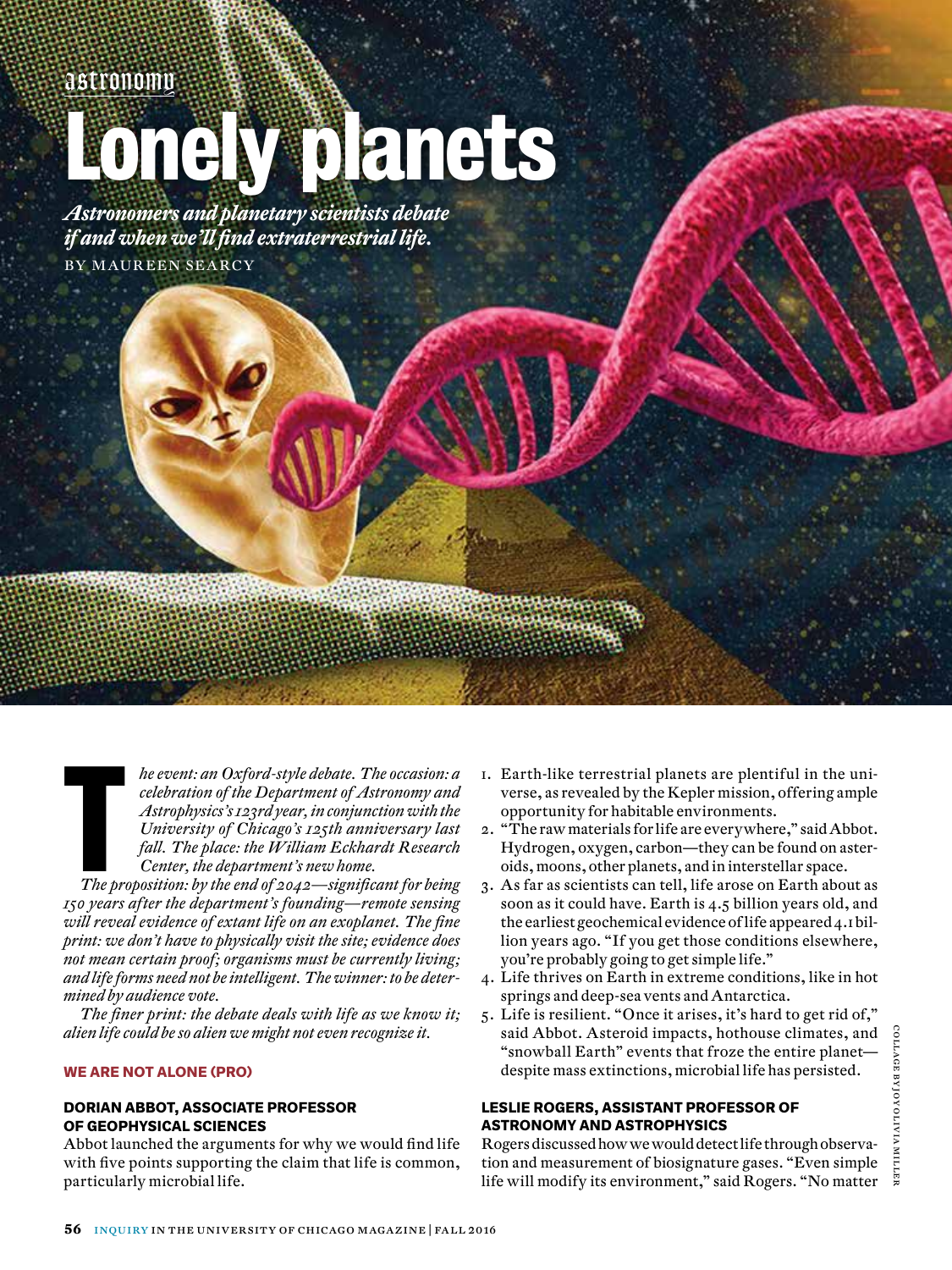astronomy

# Lonely planets

***Astronomers and planetary scientists debate if and when we'll find extraterrestrial life.***

BY MAUREEN SEARCY

*The event: an Oxford-style debate. The occasion: a celebration of the Department of Astronomy and Astrophysics's 123rd year, in conjunction with the University of Chicago's 125th anniversary last fall. The place: the William Eckhardt Research Center, the department's new home.*

*The proposition: by the end of 2042—significant for being 150 years after the department's founding—remote sensing will reveal evidence of extant life on an exoplanet. The fine print: we don't have to physically visit the site; evidence does not mean certain proof; organisms must be currently living; and life forms need not be intelligent. The winner: to be determined by audience vote.*

*The finer print: the debate deals with life as we know it; alien life could be so alien we might not even recognize it.*

## WE ARE NOT ALONE (PRO)

### DORIAN ABBOT, ASSOCIATE PROFESSOR OF GEOPHYSICAL SCIENCES

Abbot launched the arguments for why we would find life with five points supporting the claim that life is common, particularly microbial life.

1. Earth-like terrestrial planets are plentiful in the universe, as revealed by the Kepler mission, offering ample opportunity for habitable environments.
2. "The raw materials for life are everywhere," said Abbot. Hydrogen, oxygen, carbon—they can be found on asteroids, moons, other planets, and in interstellar space.
3. As far as scientists can tell, life arose on Earth about as soon as it could have. Earth is 4.5 billion years old, and the earliest geochemical evidence of life appeared 4.1 billion years ago. "If you get those conditions elsewhere, you're probably going to get simple life."
4. Life thrives on Earth in extreme conditions, like in hot springs and deep-sea vents and Antarctica.
5. Life is resilient. "Once it arises, it's hard to get rid of," said Abbot. Asteroid impacts, hothouse climates, and "snowball Earth" events that froze the entire planet—despite mass extinctions, microbial life has persisted.

### LESLIE ROGERS, ASSISTANT PROFESSOR OF ASTRONOMY AND ASTROPHYSICS

Rogers discussed how we would detect life through observation and measurement of biosignature gases. "Even simple life will modify its environment," said Rogers. "No matter

COLLAGE BY JOY OLIVIA MILLER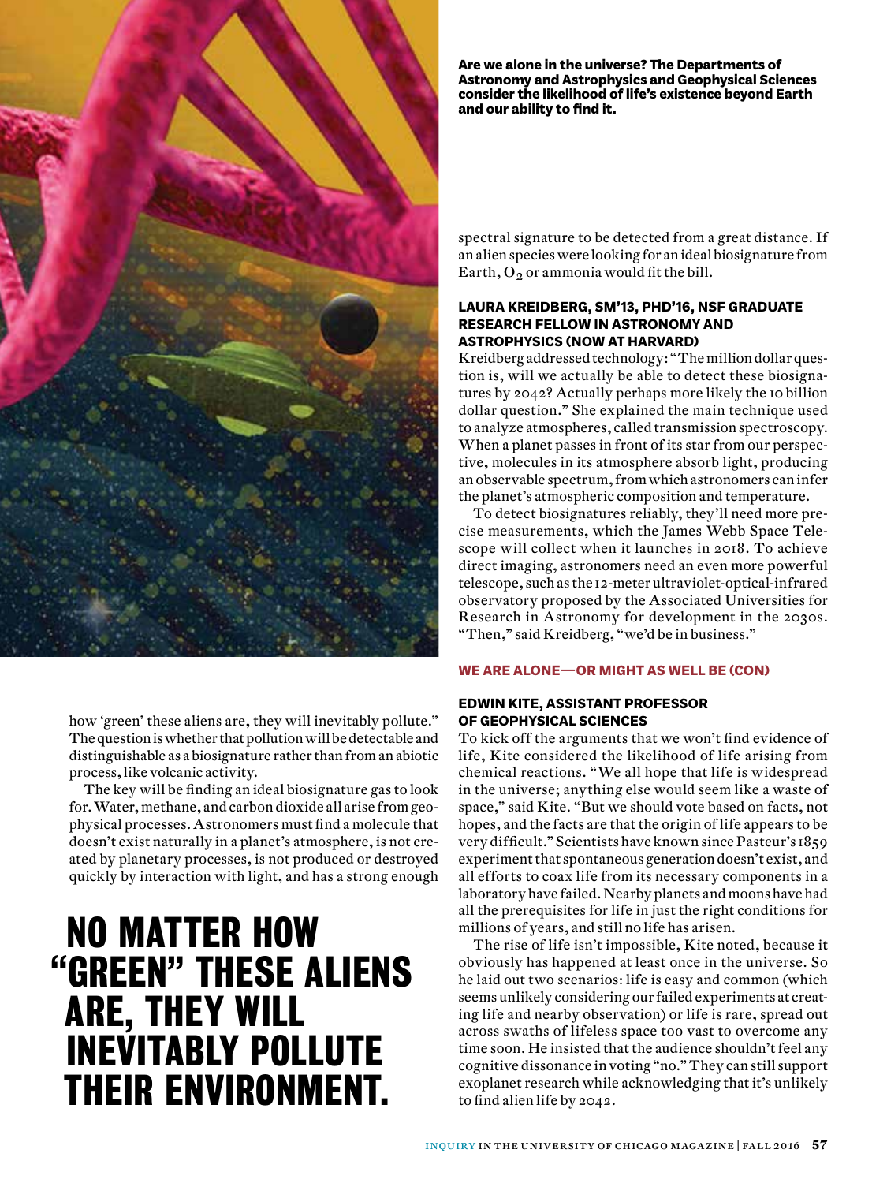**Are we alone in the universe? The Departments of Astronomy and Astrophysics and Geophysical Sciences consider the likelihood of life's existence beyond Earth and our ability to find it.**

how 'green' these aliens are, they will inevitably pollute." The question is whether that pollution will be detectable and distinguishable as a biosignature rather than from an abiotic process, like volcanic activity.

The key will be finding an ideal biosignature gas to look for. Water, methane, and carbon dioxide all arise from geophysical processes. Astronomers must find a molecule that doesn't exist naturally in a planet's atmosphere, is not created by planetary processes, is not produced or destroyed quickly by interaction with light, and has a strong enough spectral signature to be detected from a great distance. If an alien species were looking for an ideal biosignature from Earth, $O_2$ or ammonia would fit the bill.

# NO MATTER HOW "GREEN" THESE ALIENS ARE, THEY WILL INEVITABLY POLLUTE THEIR ENVIRONMENT.

### LAURA KREIDBERG, SM'13, PHD'16, NSF GRADUATE RESEARCH FELLOW IN ASTRONOMY AND ASTROPHYSICS (NOW AT HARVARD)

Kreidberg addressed technology: "The million dollar question is, will we actually be able to detect these biosignatures by 2042? Actually perhaps more likely the 10 billion dollar question." She explained the main technique used to analyze atmospheres, called transmission spectroscopy. When a planet passes in front of its star from our perspective, molecules in its atmosphere absorb light, producing an observable spectrum, from which astronomers can infer the planet's atmospheric composition and temperature.

To detect biosignatures reliably, they'll need more precise measurements, which the James Webb Space Telescope will collect when it launches in 2018. To achieve direct imaging, astronomers need an even more powerful telescope, such as the 12-meter ultraviolet-optical-infrared observatory proposed by the Associated Universities for Research in Astronomy for development in the 2030s. "Then," said Kreidberg, "we'd be in business."

## WE ARE ALONE—OR MIGHT AS WELL BE (CON)

### EDWIN KITE, ASSISTANT PROFESSOR OF GEOPHYSICAL SCIENCES

To kick off the arguments that we won't find evidence of life, Kite considered the likelihood of life arising from chemical reactions. "We all hope that life is widespread in the universe; anything else would seem like a waste of space," said Kite. "But we should vote based on facts, not hopes, and the facts are that the origin of life appears to be very difficult." Scientists have known since Pasteur's 1859 experiment that spontaneous generation doesn't exist, and all efforts to coax life from its necessary components in a laboratory have failed. Nearby planets and moons have had all the prerequisites for life in just the right conditions for millions of years, and still no life has arisen.

The rise of life isn't impossible, Kite noted, because it obviously has happened at least once in the universe. So he laid out two scenarios: life is easy and common (which seems unlikely considering our failed experiments at creating life and nearby observation) or life is rare, spread out across swaths of lifeless space too vast to overcome any time soon. He insisted that the audience shouldn't feel any cognitive dissonance in voting "no." They can still support exoplanet research while acknowledging that it's unlikely to find alien life by 2042.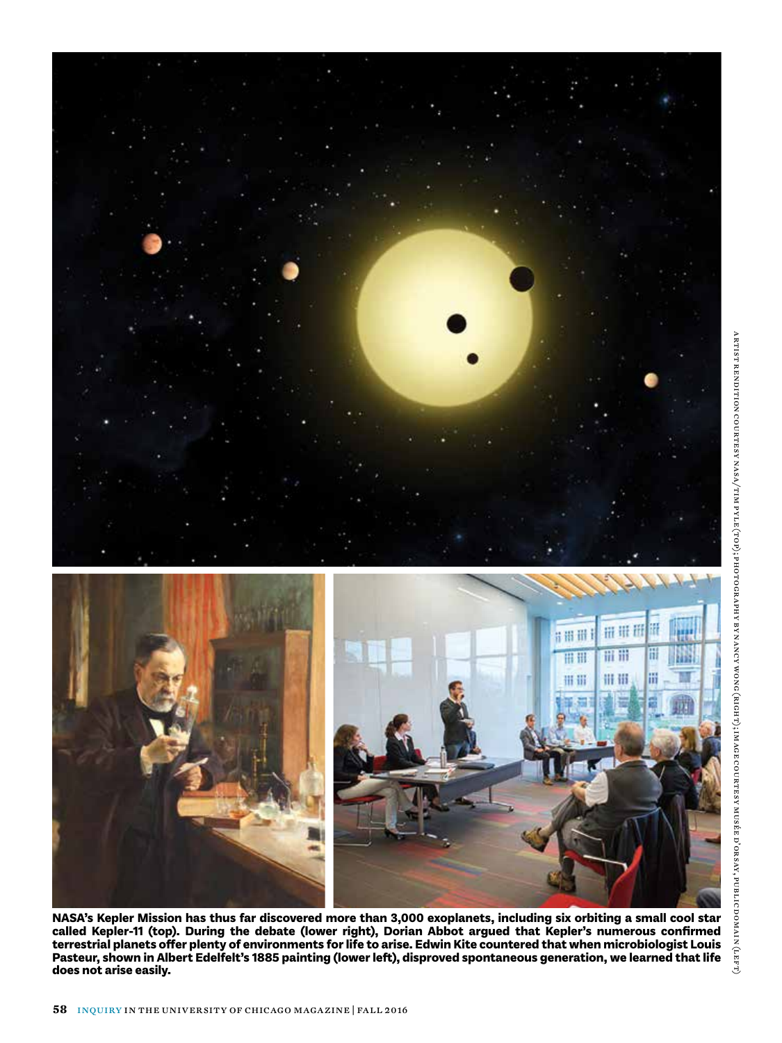NASA's Kepler Mission has thus far discovered more than 3,000 exoplanets, including six orbiting a small cool star called Kepler-11 (top). During the debate (lower right), Dorian Abbot argued that Kepler's numerous confirmed terrestrial planets offer plenty of environments for life to arise. Edwin Kite countered that when microbiologist Louis Pasteur, shown in Albert Edelfelt's 1885 painting (lower left), disproved spontaneous generation, we learned that life does not arise easily.

ARTIST RENDITION COURTESY NASA/TIM PYLE (TOP); PHOTOGRAPHY BY NANCY WONG (RIGHT); IMAGE COURTESY MUSÉE D'ORSAY, PUBLIC DOMAIN (LEFT)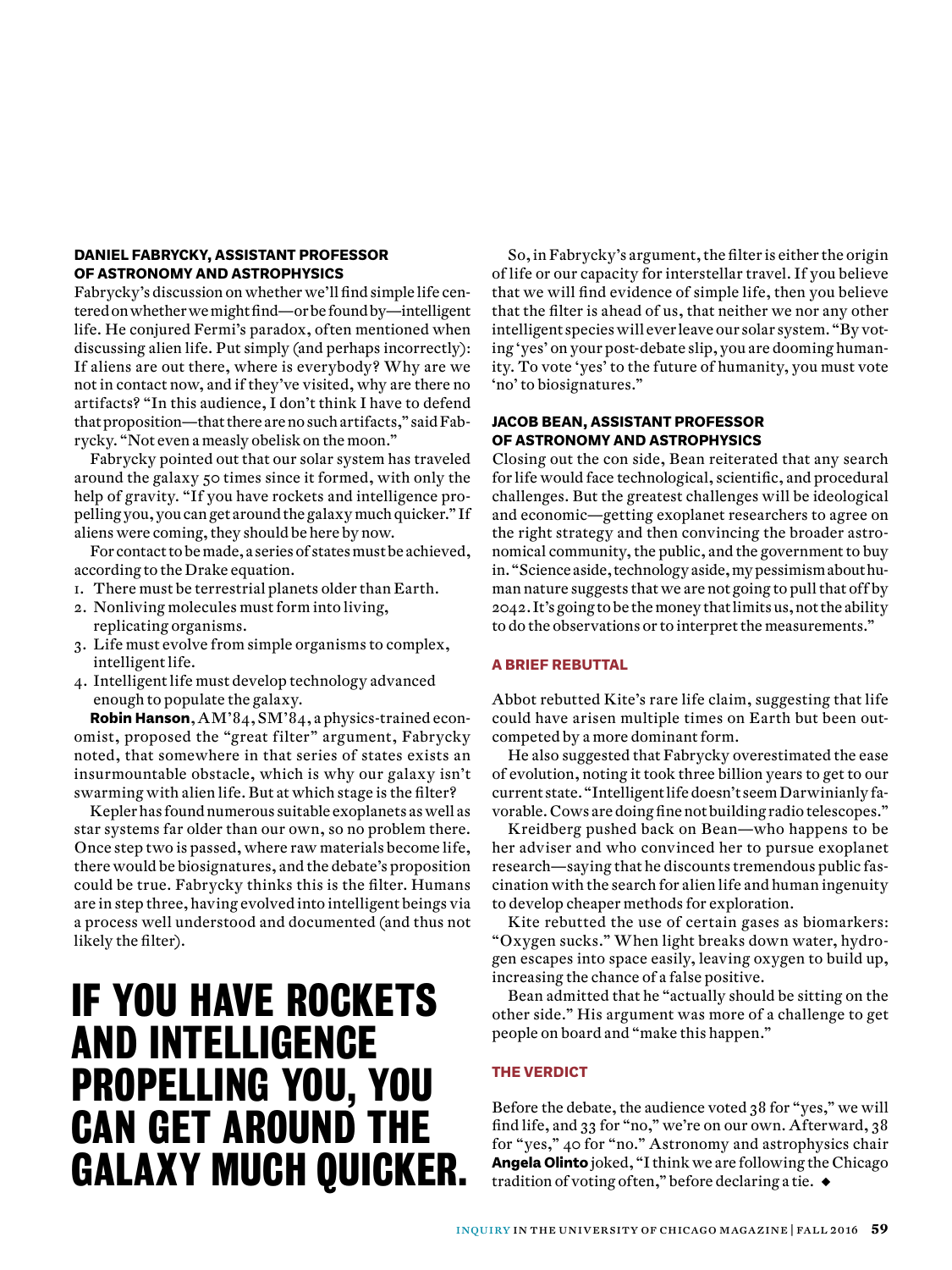### DANIEL FABRYCKY, ASSISTANT PROFESSOR OF ASTRONOMY AND ASTROPHYSICS

Fabrycky's discussion on whether we'll find simple life centered on whether we might find—or be found by—intelligent life. He conjured Fermi's paradox, often mentioned when discussing alien life. Put simply (and perhaps incorrectly): If aliens are out there, where is everybody? Why are we not in contact now, and if they've visited, why are there no artifacts? "In this audience, I don't think I have to defend that proposition—that there are no such artifacts," said Fabrycky. "Not even a measly obelisk on the moon."

Fabrycky pointed out that our solar system has traveled around the galaxy 50 times since it formed, with only the help of gravity. "If you have rockets and intelligence propelling you, you can get around the galaxy much quicker." If aliens were coming, they should be here by now.

For contact to be made, a series of states must be achieved, according to the Drake equation.

1. There must be terrestrial planets older than Earth.
2. Nonliving molecules must form into living, replicating organisms.
3. Life must evolve from simple organisms to complex, intelligent life.
4. Intelligent life must develop technology advanced enough to populate the galaxy.

**Robin Hanson**, AM'84, SM'84, a physics-trained economist, proposed the "great filter" argument, Fabrycky noted, that somewhere in that series of states exists an insurmountable obstacle, which is why our galaxy isn't swarming with alien life. But at which stage is the filter?

Kepler has found numerous suitable exoplanets as well as star systems far older than our own, so no problem there. Once step two is passed, where raw materials become life, there would be biosignatures, and the debate's proposition could be true. Fabrycky thinks this is the filter. Humans are in step three, having evolved into intelligent beings via a process well understood and documented (and thus not likely the filter).

# IF YOU HAVE ROCKETS AND INTELLIGENCE PROPELLING YOU, YOU CAN GET AROUND THE GALAXY MUCH QUICKER.

So, in Fabrycky's argument, the filter is either the origin of life or our capacity for interstellar travel. If you believe that we will find evidence of simple life, then you believe that the filter is ahead of us, that neither we nor any other intelligent species will ever leave our solar system. "By voting 'yes' on your post-debate slip, you are dooming humanity. To vote 'yes' to the future of humanity, you must vote 'no' to biosignatures."

### JACOB BEAN, ASSISTANT PROFESSOR OF ASTRONOMY AND ASTROPHYSICS

Closing out the con side, Bean reiterated that any search for life would face technological, scientific, and procedural challenges. But the greatest challenges will be ideological and economic—getting exoplanet researchers to agree on the right strategy and then convincing the broader astronomical community, the public, and the government to buy in. "Science aside, technology aside, my pessimism about human nature suggests that we are not going to pull that off by 2042. It's going to be the money that limits us, not the ability to do the observations or to interpret the measurements."

### A BRIEF REBUTTAL

Abbot rebutted Kite's rare life claim, suggesting that life could have arisen multiple times on Earth but been outcompeted by a more dominant form.

He also suggested that Fabrycky overestimated the ease of evolution, noting it took three billion years to get to our current state. "Intelligent life doesn't seem Darwinianly favorable. Cows are doing fine not building radio telescopes."

Kreidberg pushed back on Bean—who happens to be her adviser and who convinced her to pursue exoplanet research—saying that he discounts tremendous public fascination with the search for alien life and human ingenuity to develop cheaper methods for exploration.

Kite rebutted the use of certain gases as biomarkers: "Oxygen sucks." When light breaks down water, hydrogen escapes into space easily, leaving oxygen to build up, increasing the chance of a false positive.

Bean admitted that he "actually should be sitting on the other side." His argument was more of a challenge to get people on board and "make this happen."

### THE VERDICT

Before the debate, the audience voted 38 for "yes," we will find life, and 33 for "no," we're on our own. Afterward, 38 for "yes," 40 for "no." Astronomy and astrophysics chair **Angela Olinto** joked, "I think we are following the Chicago tradition of voting often," before declaring a tie. ◆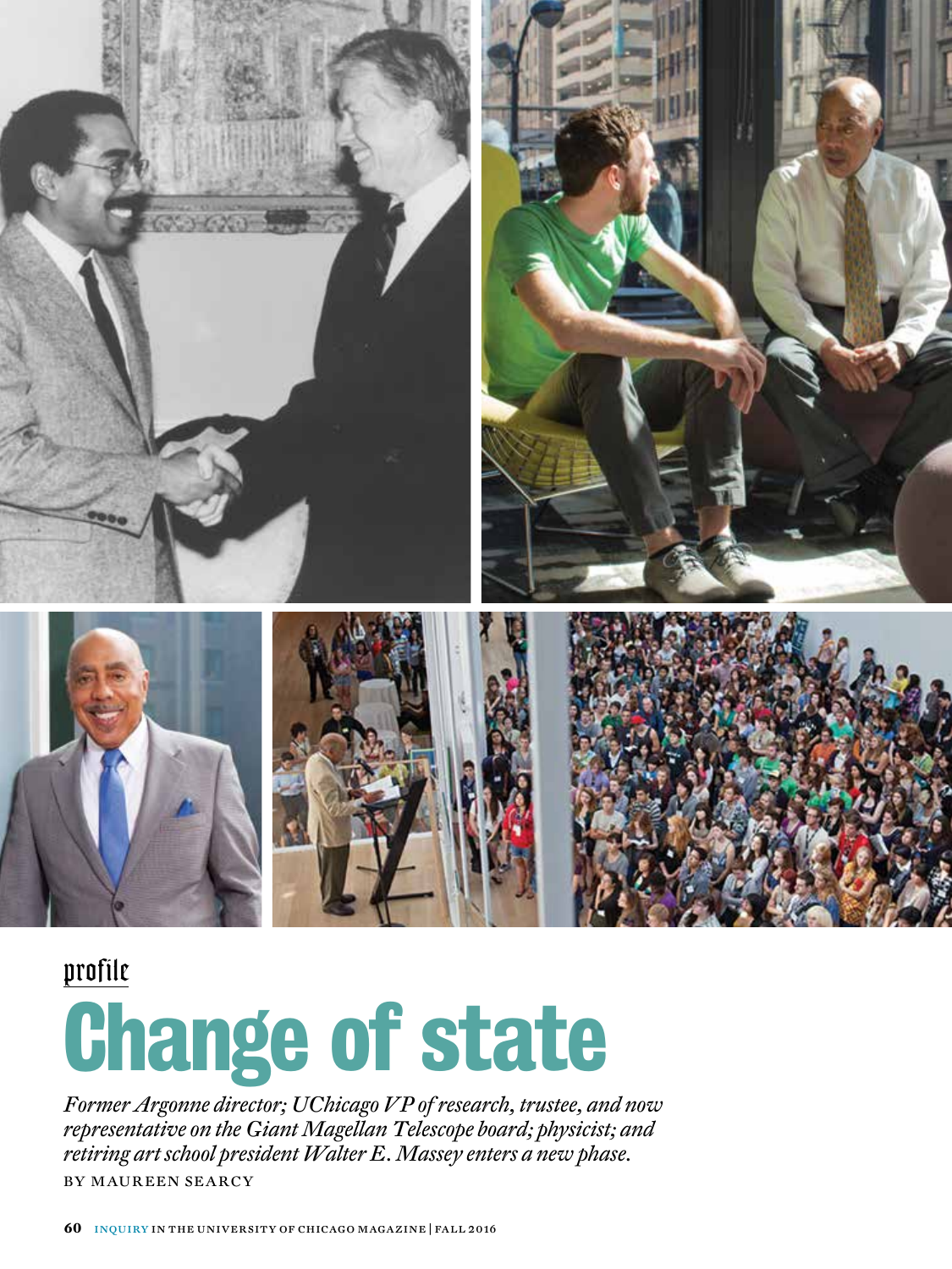profile

# Change of state

*Former Argonne director; UChicago VP of research, trustee, and now representative on the Giant Magellan Telescope board; physicist; and retiring art school president Walter E. Massey enters a new phase.*

BY MAUREEN SEARCY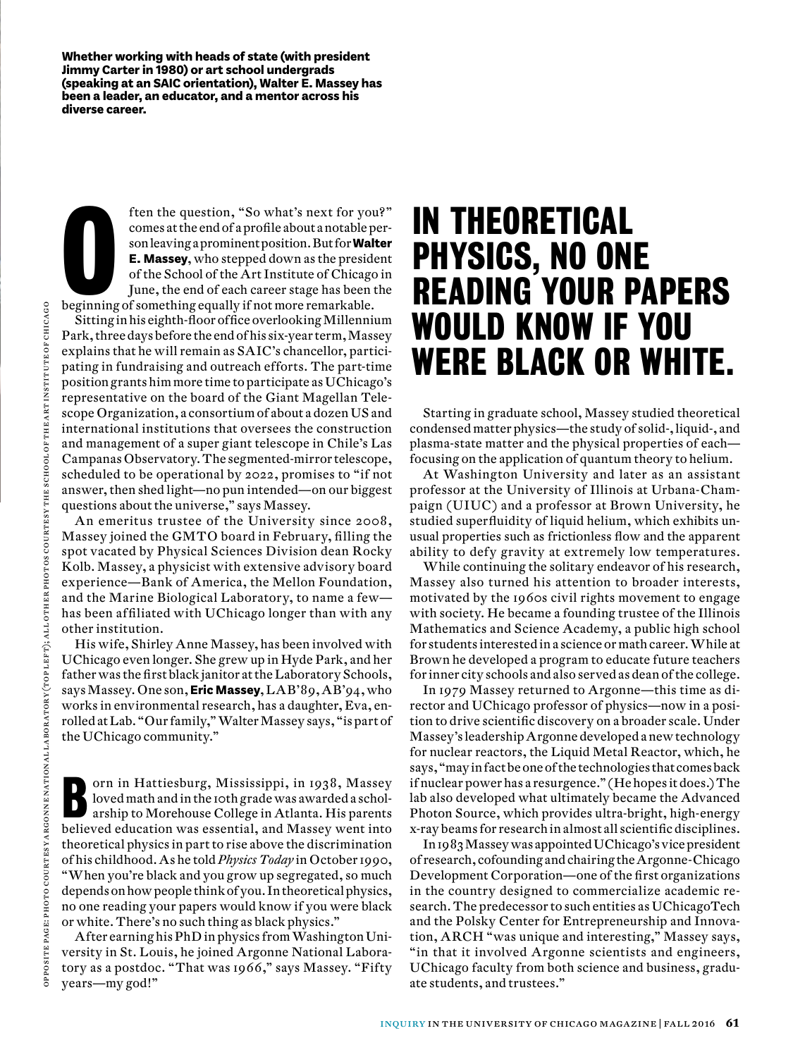**Whether working with heads of state (with president Jimmy Carter in 1980) or art school undergrads (speaking at an SAIC orientation), Walter E. Massey has been a leader, an educator, and a mentor across his diverse career.**

Often the question, "So what's next for you?" comes at the end of a profile about a notable person leaving a prominent position. But for **Walter E. Massey**, who stepped down as the president of the School of the Art Institute of Chicago in June, the end of each career stage has been the beginning of something equally if not more remarkable.

Sitting in his eighth-floor office overlooking Millennium Park, three days before the end of his six-year term, Massey explains that he will remain as SAIC's chancellor, participating in fundraising and outreach efforts. The part-time position grants him more time to participate as UChicago's representative on the board of the Giant Magellan Telescope Organization, a consortium of about a dozen US and international institutions that oversees the construction and management of a super giant telescope in Chile's Las Campanas Observatory. The segmented-mirror telescope, scheduled to be operational by 2022, promises to "if not answer, then shed light—no pun intended—on our biggest questions about the universe," says Massey.

An emeritus trustee of the University since 2008, Massey joined the GMTO board in February, filling the spot vacated by Physical Sciences Division dean Rocky Kolb. Massey, a physicist with extensive advisory board experience—Bank of America, the Mellon Foundation, and the Marine Biological Laboratory, to name a few—has been affiliated with UChicago longer than with any other institution.

His wife, Shirley Anne Massey, has been involved with UChicago even longer. She grew up in Hyde Park, and her father was the first black janitor at the Laboratory Schools, says Massey. One son, **Eric Massey**, LAB'89, AB'94, who works in environmental research, has a daughter, Eva, enrolled at Lab. "Our family," Walter Massey says, "is part of the UChicago community."

Born in Hattiesburg, Mississippi, in 1938, Massey loved math and in the 10th grade was awarded a scholarship to Morehouse College in Atlanta. His parents believed education was essential, and Massey went into theoretical physics in part to rise above the discrimination of his childhood. As he told *Physics Today* in October 1990, "When you're black and you grow up segregated, so much depends on how people think of you. In theoretical physics, no one reading your papers would know if you were black or white. There's no such thing as black physics."

After earning his PhD in physics from Washington University in St. Louis, he joined Argonne National Laboratory as a postdoc. "That was 1966," says Massey. "Fifty years—my god!"

## IN THEORETICAL PHYSICS, NO ONE READING YOUR PAPERS WOULD KNOW IF YOU WERE BLACK OR WHITE.

Starting in graduate school, Massey studied theoretical condensed matter physics—the study of solid-, liquid-, and plasma-state matter and the physical properties of each—focusing on the application of quantum theory to helium.

At Washington University and later as an assistant professor at the University of Illinois at Urbana-Champaign (UIUC) and a professor at Brown University, he studied superfluidity of liquid helium, which exhibits unusual properties such as frictionless flow and the apparent ability to defy gravity at extremely low temperatures.

While continuing the solitary endeavor of his research, Massey also turned his attention to broader interests, motivated by the 1960s civil rights movement to engage with society. He became a founding trustee of the Illinois Mathematics and Science Academy, a public high school for students interested in a science or math career. While at Brown he developed a program to educate future teachers for inner city schools and also served as dean of the college.

In 1979 Massey returned to Argonne—this time as director and UChicago professor of physics—now in a position to drive scientific discovery on a broader scale. Under Massey's leadership Argonne developed a new technology for nuclear reactors, the Liquid Metal Reactor, which, he says, "may in fact be one of the technologies that comes back if nuclear power has a resurgence." (He hopes it does.) The lab also developed what ultimately became the Advanced Photon Source, which provides ultra-bright, high-energy x-ray beams for research in almost all scientific disciplines.

In 1983 Massey was appointed UChicago's vice president of research, cofounding and chairing the Argonne-Chicago Development Corporation—one of the first organizations in the country designed to commercialize academic research. The predecessor to such entities as UChicagoTech and the Polsky Center for Entrepreneurship and Innovation, ARCH "was unique and interesting," Massey says, "in that it involved Argonne scientists and engineers, UChicago faculty from both science and business, graduate students, and trustees."

OPPOSITE PAGE: PHOTO COURTESY ARGONNE NATIONAL LABORATORY (TOP LEFT); ALL OTHER PHOTOS COURTESY THE SCHOOL OF THE ART INSTITUTE OF CHICAGO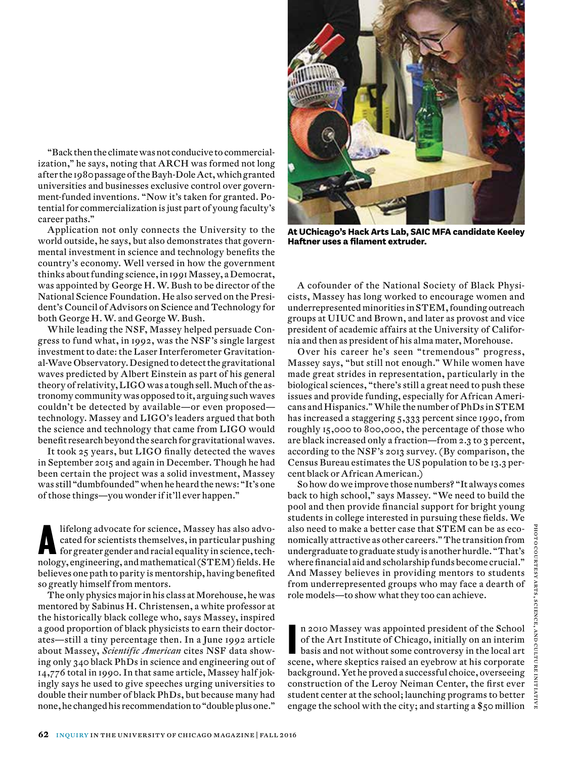"Back then the climate was not conducive to commercialization," he says, noting that ARCH was formed not long after the 1980 passage of the Bayh-Dole Act, which granted universities and businesses exclusive control over government-funded inventions. "Now it's taken for granted. Potential for commercialization is just part of young faculty's career paths."

Application not only connects the University to the world outside, he says, but also demonstrates that governmental investment in science and technology benefits the country's economy. Well versed in how the government thinks about funding science, in 1991 Massey, a Democrat, was appointed by George H. W. Bush to be director of the National Science Foundation. He also served on the President's Council of Advisors on Science and Technology for both George H. W. and George W. Bush.

While leading the NSF, Massey helped persuade Congress to fund what, in 1992, was the NSF's single largest investment to date: the Laser Interferometer Gravitational-Wave Observatory. Designed to detect the gravitational waves predicted by Albert Einstein as part of his general theory of relativity, LIGO was a tough sell. Much of the astronomy community was opposed to it, arguing such waves couldn't be detected by available—or even proposed—technology. Massey and LIGO's leaders argued that both the science and technology that came from LIGO would benefit research beyond the search for gravitational waves.

It took 25 years, but LIGO finally detected the waves in September 2015 and again in December. Though he had been certain the project was a solid investment, Massey was still "dumbfounded" when he heard the news: "It's one of those things—you wonder if it'll ever happen."

A lifelong advocate for science, Massey has also advocated for scientists themselves, in particular pushing for greater gender and racial equality in science, technology, engineering, and mathematical (STEM) fields. He believes one path to parity is mentorship, having benefited so greatly himself from mentors.

The only physics major in his class at Morehouse, he was mentored by Sabinus H. Christensen, a white professor at the historically black college who, says Massey, inspired a good proportion of black physicists to earn their doctorates—still a tiny percentage then. In a June 1992 article about Massey, *Scientific American* cites NSF data showing only 340 black PhDs in science and engineering out of 14,776 total in 1990. In that same article, Massey half jokingly says he used to give speeches urging universities to double their number of black PhDs, but because many had none, he changed his recommendation to "double plus one."

**At UChicago's Hack Arts Lab, SAIC MFA candidate Keeley Haftner uses a filament extruder.**

A cofounder of the National Society of Black Physicists, Massey has long worked to encourage women and underrepresented minorities in STEM, founding outreach groups at UIUC and Brown, and later as provost and vice president of academic affairs at the University of California and then as president of his alma mater, Morehouse.

Over his career he's seen "tremendous" progress, Massey says, "but still not enough." While women have made great strides in representation, particularly in the biological sciences, "there's still a great need to push these issues and provide funding, especially for African Americans and Hispanics." While the number of PhDs in STEM has increased a staggering 5,333 percent since 1990, from roughly 15,000 to 800,000, the percentage of those who are black increased only a fraction—from 2.3 to 3 percent, according to the NSF's 2013 survey. (By comparison, the Census Bureau estimates the US population to be 13.3 percent black or African American.)

So how do we improve those numbers? "It always comes back to high school," says Massey. "We need to build the pool and then provide financial support for bright young students in college interested in pursuing these fields. We also need to make a better case that STEM can be as economically attractive as other careers." The transition from undergraduate to graduate study is another hurdle. "That's where financial aid and scholarship funds become crucial." And Massey believes in providing mentors to students from underrepresented groups who may face a dearth of role models—to show what they too can achieve.

In 2010 Massey was appointed president of the School of the Art Institute of Chicago, initially on an interim basis and not without some controversy in the local art scene, where skeptics raised an eyebrow at his corporate background. Yet he proved a successful choice, overseeing construction of the Leroy Neiman Center, the first ever student center at the school; launching programs to better engage the school with the city; and starting a $50 million

Photo courtesy Arts, Science, and Culture Initiative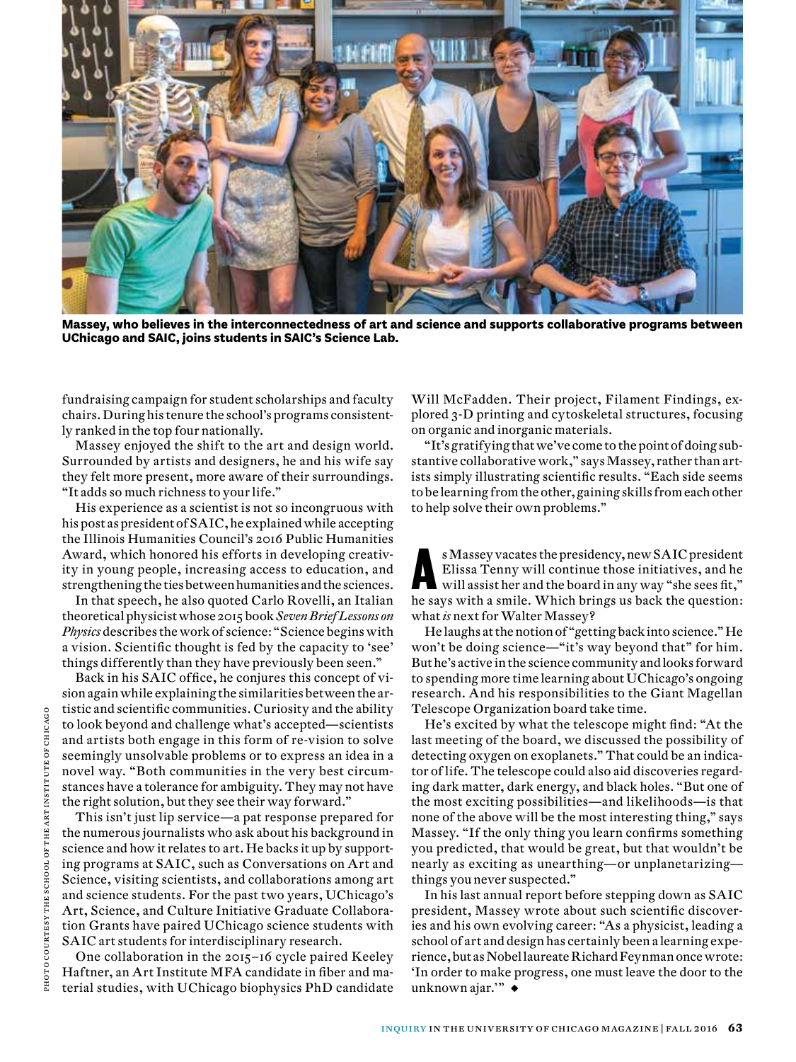**Massey, who believes in the interconnectedness of art and science and supports collaborative programs between UChicago and SAIC, joins students in SAIC's Science Lab.**

fundraising campaign for student scholarships and faculty chairs. During his tenure the school's programs consistently ranked in the top four nationally.

Massey enjoyed the shift to the art and design world. Surrounded by artists and designers, he and his wife say they felt more present, more aware of their surroundings. "It adds so much richness to your life."

His experience as a scientist is not so incongruous with his post as president of SAIC, he explained while accepting the Illinois Humanities Council's 2016 Public Humanities Award, which honored his efforts in developing creativity in young people, increasing access to education, and strengthening the ties between humanities and the sciences.

In that speech, he also quoted Carlo Rovelli, an Italian theoretical physicist whose 2015 book *Seven Brief Lessons on Physics* describes the work of science: "Science begins with a vision. Scientific thought is fed by the capacity to 'see' things differently than they have previously been seen."

Back in his SAIC office, he conjures this concept of vision again while explaining the similarities between the artistic and scientific communities. Curiosity and the ability to look beyond and challenge what's accepted—scientists and artists both engage in this form of re-vision to solve seemingly unsolvable problems or to express an idea in a novel way. "Both communities in the very best circumstances have a tolerance for ambiguity. They may not have the right solution, but they see their way forward."

This isn't just lip service—a pat response prepared for the numerous journalists who ask about his background in science and how it relates to art. He backs it up by supporting programs at SAIC, such as Conversations on Art and Science, visiting scientists, and collaborations among art and science students. For the past two years, UChicago's Art, Science, and Culture Initiative Graduate Collaboration Grants have paired UChicago science students with SAIC art students for interdisciplinary research.

One collaboration in the 2015–16 cycle paired Keeley Haftner, an Art Institute MFA candidate in fiber and material studies, with UChicago biophysics PhD candidate Will McFadden. Their project, Filament Findings, explored 3-D printing and cytoskeletal structures, focusing on organic and inorganic materials.

"It's gratifying that we've come to the point of doing substantive collaborative work," says Massey, rather than artists simply illustrating scientific results. "Each side seems to be learning from the other, gaining skills from each other to help solve their own problems."

As Massey vacates the presidency, new SAIC president Elissa Tenny will continue those initiatives, and he will assist her and the board in any way "she sees fit," he says with a smile. Which brings us back the question: what *is* next for Walter Massey?

He laughs at the notion of "getting back into science." He won't be doing science—"it's way beyond that" for him. But he's active in the science community and looks forward to spending more time learning about UChicago's ongoing research. And his responsibilities to the Giant Magellan Telescope Organization board take time.

He's excited by what the telescope might find: "At the last meeting of the board, we discussed the possibility of detecting oxygen on exoplanets." That could be an indicator of life. The telescope could also aid discoveries regarding dark matter, dark energy, and black holes. "But one of the most exciting possibilities—and likelihoods—is that none of the above will be the most interesting thing," says Massey. "If the only thing you learn confirms something you predicted, that would be great, but that wouldn't be nearly as exciting as unearthing—or unplanetarizing—things you never suspected."

In his last annual report before stepping down as SAIC president, Massey wrote about such scientific discoveries and his own evolving career: "As a physicist, leading a school of art and design has certainly been a learning experience, but as Nobel laureate Richard Feynman once wrote: 'In order to make progress, one must leave the door to the unknown ajar.'" ◆

PHOTO COURTESY THE SCHOOL OF THE ART INSTITUTE OF CHICAGO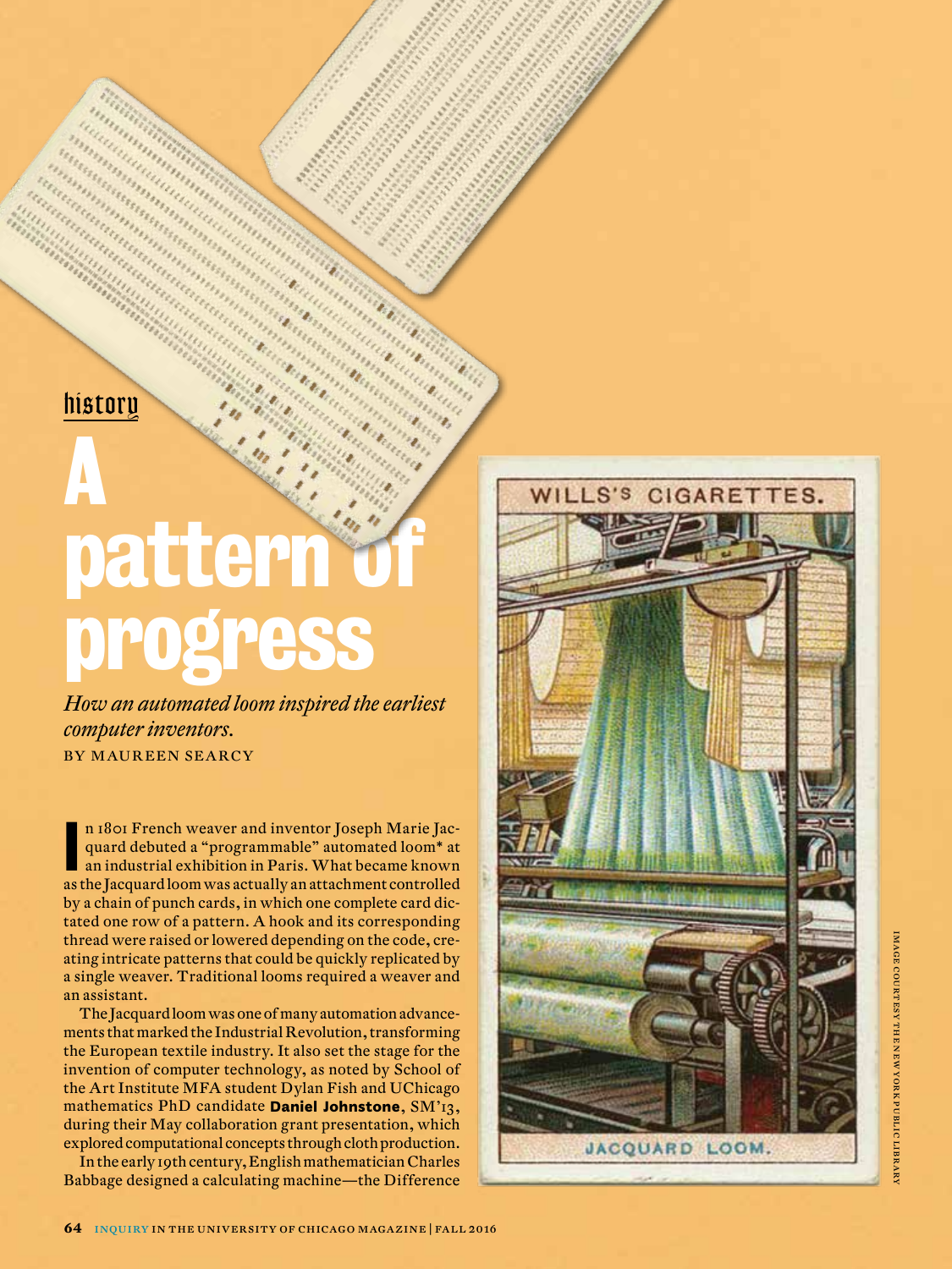history

# A pattern of progress

*How an automated loom inspired the earliest computer inventors.*

BY MAUREEN SEARCY

In 1801 French weaver and inventor Joseph Marie Jacquard debuted a "programmable" automated loom* at an industrial exhibition in Paris. What became known as the Jacquard loom was actually an attachment controlled by a chain of punch cards, in which one complete card dictated one row of a pattern. A hook and its corresponding thread were raised or lowered depending on the code, creating intricate patterns that could be quickly replicated by a single weaver. Traditional looms required a weaver and an assistant.

The Jacquard loom was one of many automation advancements that marked the Industrial Revolution, transforming the European textile industry. It also set the stage for the invention of computer technology, as noted by School of the Art Institute MFA student Dylan Fish and UChicago mathematics PhD candidate **Daniel Johnstone**, SM'13, during their May collaboration grant presentation, which explored computational concepts through cloth production.

In the early 19th century, English mathematician Charles Babbage designed a calculating machine—the Difference

WILLS'S CIGARETTES.

JACQUARD LOOM.

IMAGE COURTESY THE NEW YORK PUBLIC LIBRARY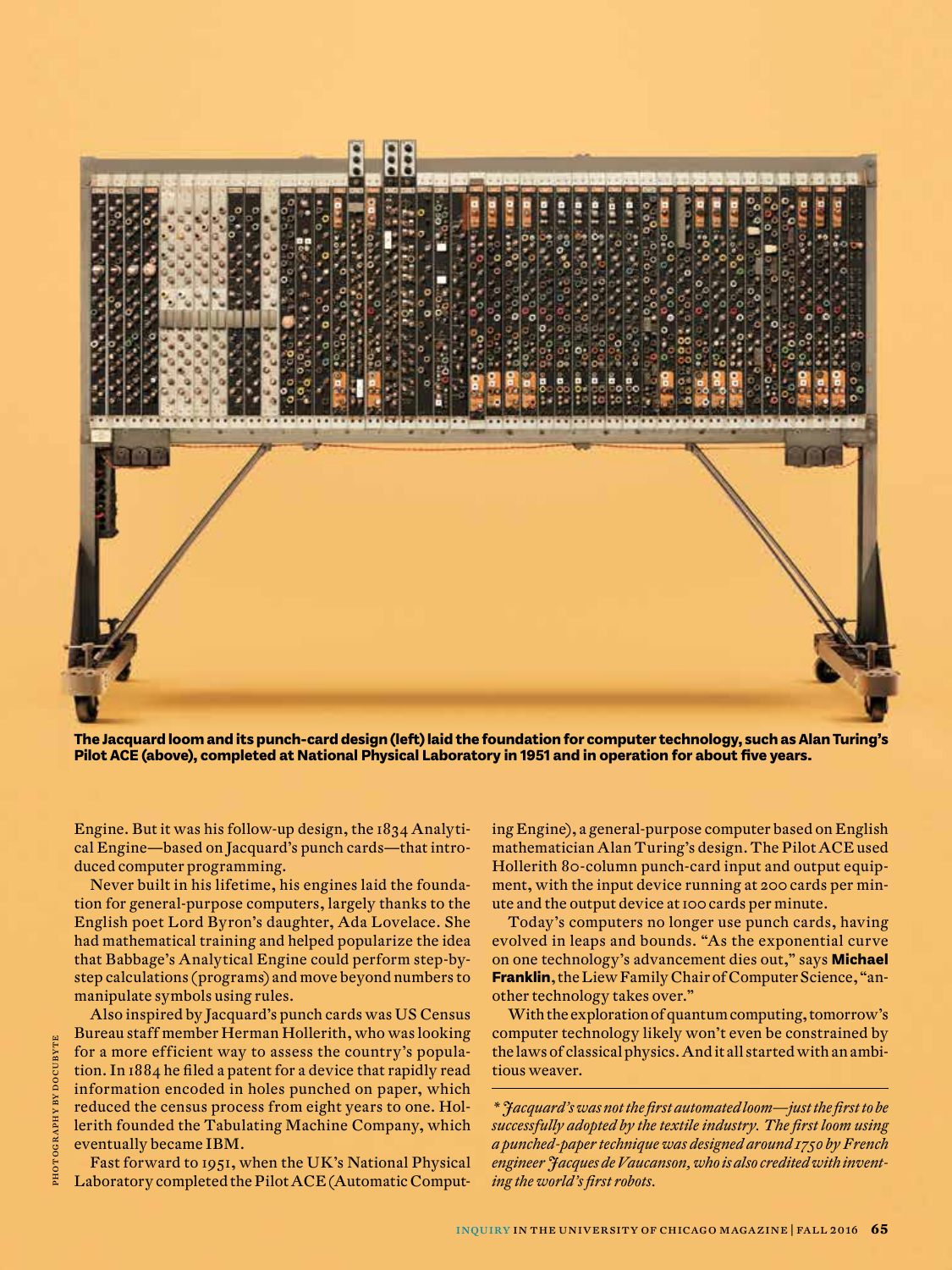**The Jacquard loom and its punch-card design (left) laid the foundation for computer technology, such as Alan Turing's Pilot ACE (above), completed at National Physical Laboratory in 1951 and in operation for about five years.**

Engine. But it was his follow-up design, the 1834 Analytical Engine—based on Jacquard's punch cards—that introduced computer programming.

Never built in his lifetime, his engines laid the foundation for general-purpose computers, largely thanks to the English poet Lord Byron's daughter, Ada Lovelace. She had mathematical training and helped popularize the idea that Babbage's Analytical Engine could perform step-by-step calculations (programs) and move beyond numbers to manipulate symbols using rules.

Also inspired by Jacquard's punch cards was US Census Bureau staff member Herman Hollerith, who was looking for a more efficient way to assess the country's population. In 1884 he filed a patent for a device that rapidly read information encoded in holes punched on paper, which reduced the census process from eight years to one. Hollerith founded the Tabulating Machine Company, which eventually became IBM.

Fast forward to 1951, when the UK's National Physical Laboratory completed the Pilot ACE (Automatic Computing Engine), a general-purpose computer based on English mathematician Alan Turing's design. The Pilot ACE used Hollerith 80-column punch-card input and output equipment, with the input device running at 200 cards per minute and the output device at 100 cards per minute.

Today's computers no longer use punch cards, having evolved in leaps and bounds. "As the exponential curve on one technology's advancement dies out," says **Michael Franklin**, the Liew Family Chair of Computer Science, "another technology takes over."

With the exploration of quantum computing, tomorrow's computer technology likely won't even be constrained by the laws of classical physics. And it all started with an ambitious weaver.

---

*\* Jacquard's was not the first automated loom—just the first to be successfully adopted by the textile industry. The first loom using a punched-paper technique was designed around 1750 by French engineer Jacques de Vaucanson, who is also credited with inventing the world's first robots.*

PHOTOGRAPHY BY DOCUBYTE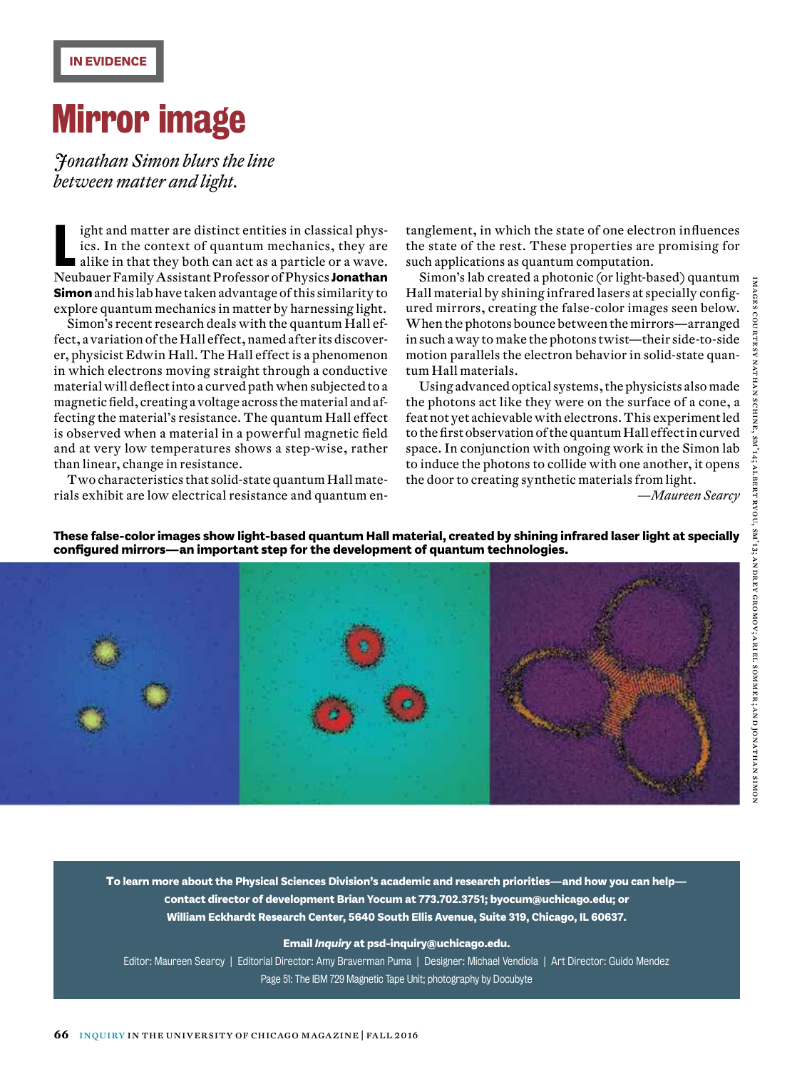IN EVIDENCE

# Mirror image

*Jonathan Simon blurs the line between matter and light.*

Light and matter are distinct entities in classical physics. In the context of quantum mechanics, they are alike in that they both can act as a particle or a wave. Neubauer Family Assistant Professor of Physics **Jonathan Simon** and his lab have taken advantage of this similarity to explore quantum mechanics in matter by harnessing light.

Simon's recent research deals with the quantum Hall effect, a variation of the Hall effect, named after its discoverer, physicist Edwin Hall. The Hall effect is a phenomenon in which electrons moving straight through a conductive material will deflect into a curved path when subjected to a magnetic field, creating a voltage across the material and affecting the material's resistance. The quantum Hall effect is observed when a material in a powerful magnetic field and at very low temperatures shows a step-wise, rather than linear, change in resistance.

Two characteristics that solid-state quantum Hall materials exhibit are low electrical resistance and quantum entanglement, in which the state of one electron influences the state of the rest. These properties are promising for such applications as quantum computation.

Simon's lab created a photonic (or light-based) quantum Hall material by shining infrared lasers at specially configured mirrors, creating the false-color images seen below. When the photons bounce between the mirrors—arranged in such a way to make the photons twist—their side-to-side motion parallels the electron behavior in solid-state quantum Hall materials.

Using advanced optical systems, the physicists also made the photons act like they were on the surface of a cone, a feat not yet achievable with electrons. This experiment led to the first observation of the quantum Hall effect in curved space. In conjunction with ongoing work in the Simon lab to induce the photons to collide with one another, it opens the door to creating synthetic materials from light.

—*Maureen Searcy*

**These false-color images show light-based quantum Hall material, created by shining infrared laser light at specially configured mirrors—an important step for the development of quantum technologies.**

IMAGES COURTESY NATHAN SCHINE, SM'14; ALBERT RYOU, SM'13; ANDREY GROMOV; ARIEL SOMMER; AND JONATHAN SIMON

**To learn more about the Physical Sciences Division's academic and research priorities—and how you can help—contact director of development Brian Yocum at 773.702.3751; byocum@uchicago.edu; or William Eckhardt Research Center, 5640 South Ellis Avenue, Suite 319, Chicago, IL 60637.**

**Email *Inquiry* at psd-inquiry@uchicago.edu.**

Editor: Maureen Searcy | Editorial Director: Amy Braverman Puma | Designer: Michael Vendiola | Art Director: Guido Mendez

Page 51: The IBM 729 Magnetic Tape Unit; photography by Docubyte